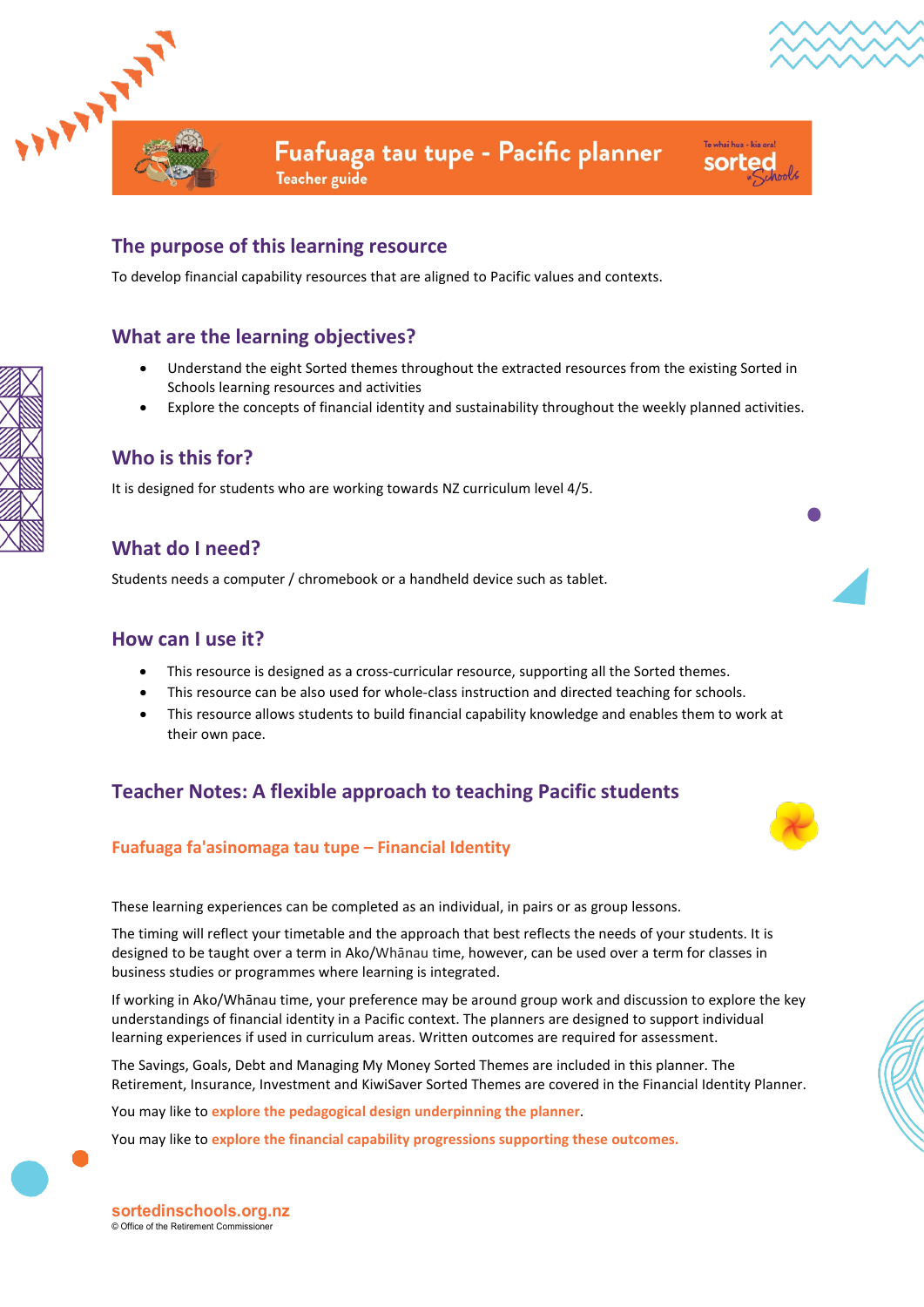# Fuafuaga tau tupe - Pacific planner

Teacher guide

## The purpose of this learning resource

To develop financial capability resources that are aligned to Pacific values and contexts.

## What are the learning objectives?

- Understand the eight Sorted themes throughout the extracted resources from the existing Sorted in Schools learning resources and activities
- Explore the concepts of financial identity and sustainability throughout the weekly planned activities.

## Who is this for?

It is designed for students who are working towards NZ curriculum level 4/5.

## What do I need?

Students needs a computer / chromebook or a handheld device such as tablet.

## How can I use it?

- This resource is designed as a cross-curricular resource, supporting all the Sorted themes.
- This resource can be also used for whole-class instruction and directed teaching for schools.
- This resource allows students to build financial capability knowledge and enables them to work at their own pace.

## Teacher Notes: A flexible approach to teaching Pacific students

### Fuafuaga fa'asinomaga tau tupe – Financial Identity

These learning experiences can be completed as an individual, in pairs or as group lessons.

The timing will reflect your timetable and the approach that best reflects the needs of your students. It is designed to be taught over a term in Ako/Whānau time, however, can be used over a term for classes in business studies or programmes where learning is integrated.

If working in Ako/Whānau time, your preference may be around group work and discussion to explore the key understandings of financial identity in a Pacific context. The planners are designed to support individual learning experiences if used in curriculum areas. Written outcomes are required for assessment.

The Savings, Goals, Debt and Managing My Money Sorted Themes are included in this planner. The Retirement, Insurance, Investment and KiwiSaver Sorted Themes are covered in the Financial Identity Planner.

You may like to explore the pedagogical design underpinning the planner.

You may like to explore the financial capability progressions supporting these outcomes.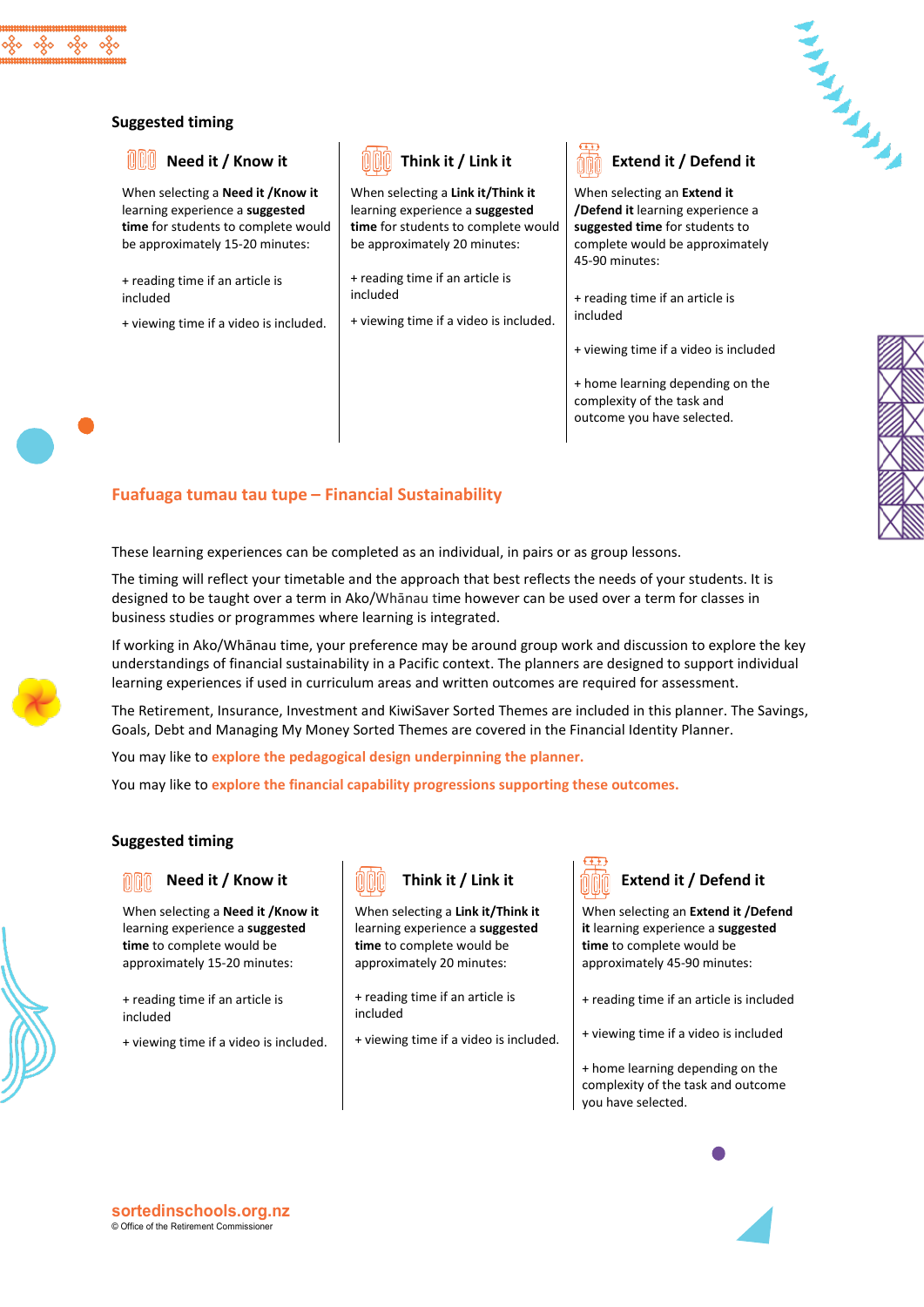### Suggested timing

#### Need it / Know it

When selecting a **Need it /Know it** learning experience a **suggested time** for students to complete would be approximately 15-20 minutes:

+ reading time if an article is included

+ viewing time if a video is included.

#### Think it / Link it

When selecting a **Link it/Think it** learning experience a **suggested time** for students to complete would be approximately 20 minutes:

+ reading time if an article is included

+ viewing time if a video is included.

#### Extend it / Defend it

When selecting an **Extend it /Defend it** learning experience a **suggested time** for students to complete would be approximately 45-90 minutes:

+ reading time if an article is included

+ viewing time if a video is included

+ home learning depending on the complexity of the task and outcome you have selected.

## Fuafuaga tumau tau tupe – Financial Sustainability

These learning experiences can be completed as an individual, in pairs or as group lessons.

The timing will reflect your timetable and the approach that best reflects the needs of your students. It is designed to be taught over a term in Ako/Whānau time however can be used over a term for classes in business studies or programmes where learning is integrated.

If working in Ako/Whānau time, your preference may be around group work and discussion to explore the key understandings of financial sustainability in a Pacific context. The planners are designed to support individual learning experiences if used in curriculum areas and written outcomes are required for assessment.

The Retirement, Insurance, Investment and KiwiSaver Sorted Themes are included in this planner. The Savings, Goals, Debt and Managing My Money Sorted Themes are covered in the Financial Identity Planner.

You may like to explore the pedagogical design underpinning the planner.

You may like to explore the financial capability progressions supporting these outcomes.

### Suggested timing

#### Need it / Know it

When selecting a **Need it /Know it** learning experience a **suggested time** to complete would be approximately 15-20 minutes:

+ reading time if an article is included

+ viewing time if a video is included.

#### Think it / Link it

When selecting a **Link it/Think it** learning experience a **suggested time** to complete would be approximately 20 minutes:

+ reading time if an article is included

+ viewing time if a video is included.

#### Extend it / Defend it

When selecting an **Extend it /Defend it** learning experience a **suggested time** to complete would be approximately 45-90 minutes:

+ reading time if an article is included

+ viewing time if a video is included

+ home learning depending on the complexity of the task and outcome you have selected.

sortedinschools.org.nz
© Office of the Retirement Commissioner